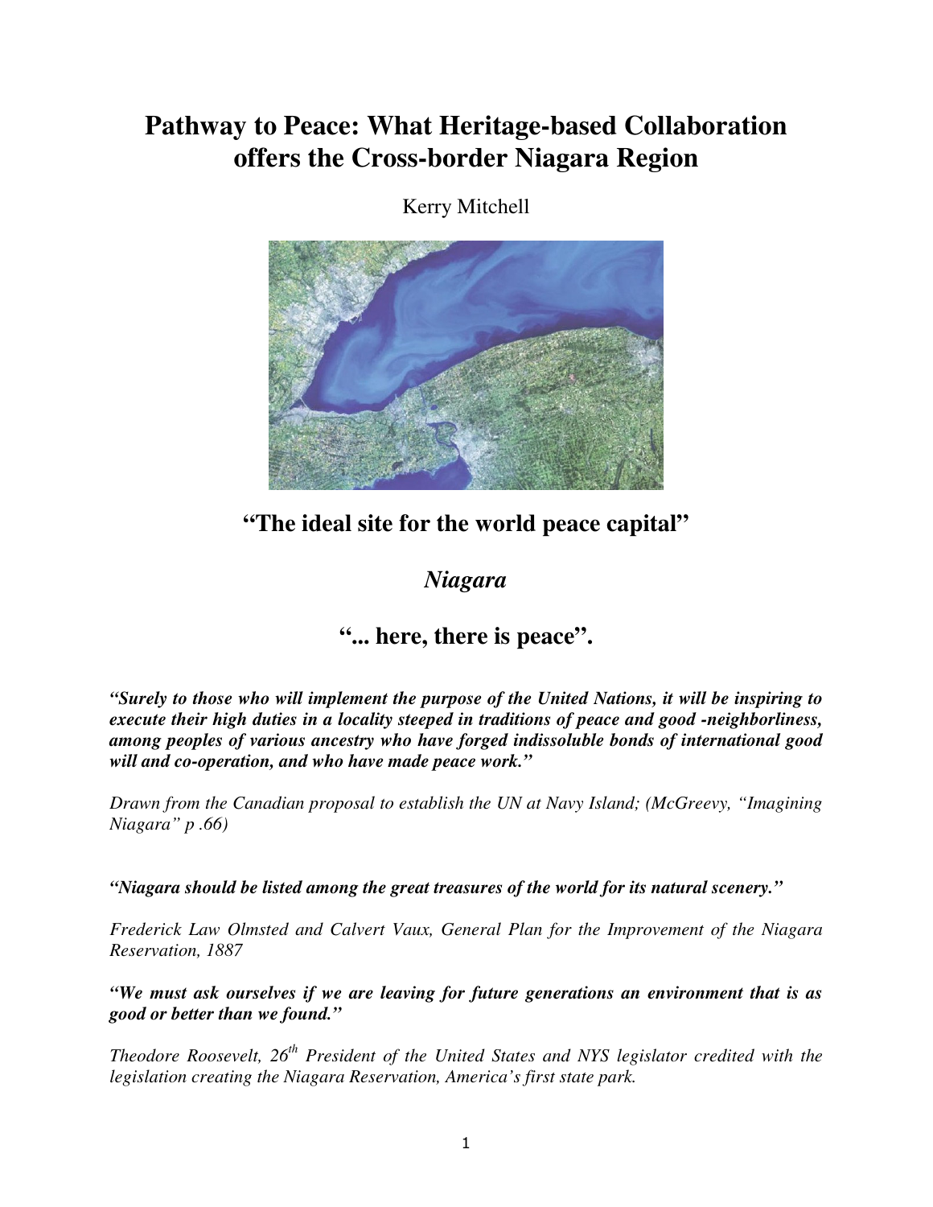# Pathway to Peace: What Heritage-based Collaboration offers the Cross-border Niagara Region

Kerry Mitchell

## "The ideal site for the world peace capital"

## *Niagara*

## "... here, there is peace".

***"Surely to those who will implement the purpose of the United Nations, it will be inspiring to execute their high duties in a locality steeped in traditions of peace and good -neighborliness, among peoples of various ancestry who have forged indissoluble bonds of international good will and co-operation, and who have made peace work."***

*Drawn from the Canadian proposal to establish the UN at Navy Island; (McGreevy, "Imagining Niagara" p .66)*

***"Niagara should be listed among the great treasures of the world for its natural scenery."***

*Frederick Law Olmsted and Calvert Vaux, General Plan for the Improvement of the Niagara Reservation, 1887*

***"We must ask ourselves if we are leaving for future generations an environment that is as good or better than we found."***

*Theodore Roosevelt, 26th President of the United States and NYS legislator credited with the legislation creating the Niagara Reservation, America's first state park.*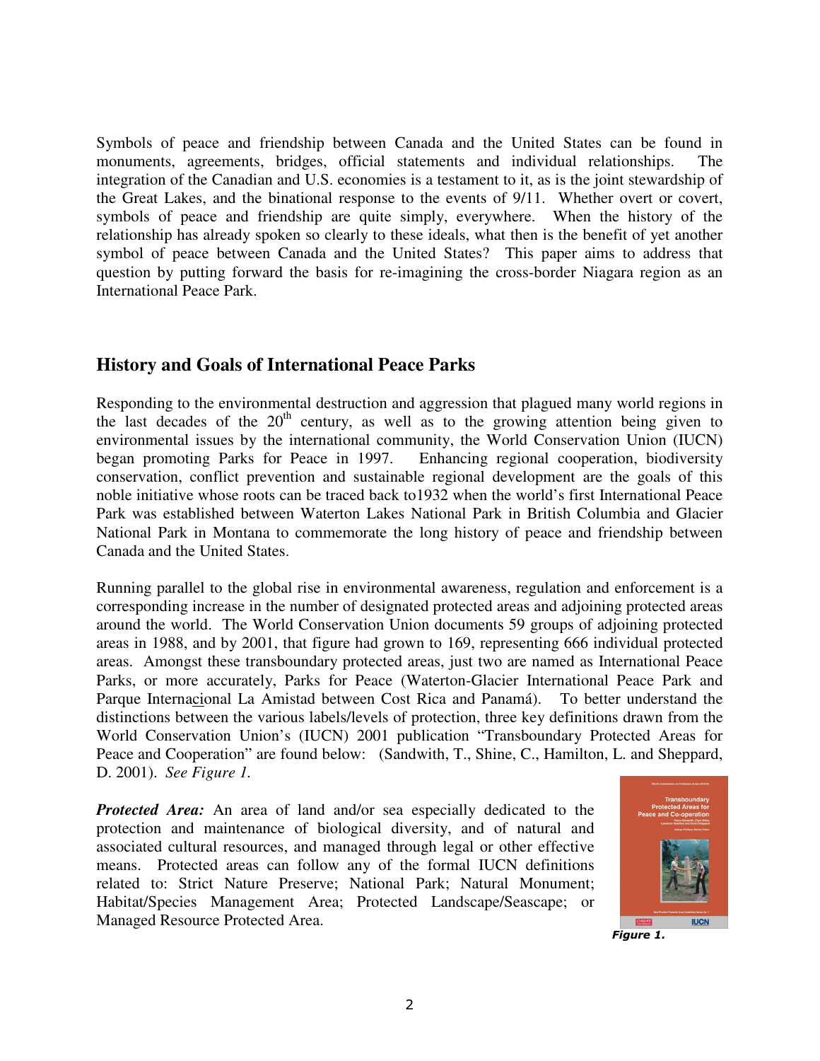Symbols of peace and friendship between Canada and the United States can be found in monuments, agreements, bridges, official statements and individual relationships. The integration of the Canadian and U.S. economies is a testament to it, as is the joint stewardship of the Great Lakes, and the binational response to the events of 9/11. Whether overt or covert, symbols of peace and friendship are quite simply, everywhere. When the history of the relationship has already spoken so clearly to these ideals, what then is the benefit of yet another symbol of peace between Canada and the United States? This paper aims to address that question by putting forward the basis for re-imagining the cross-border Niagara region as an International Peace Park.

## History and Goals of International Peace Parks

Responding to the environmental destruction and aggression that plagued many world regions in the last decades of the 20th century, as well as to the growing attention being given to environmental issues by the international community, the World Conservation Union (IUCN) began promoting Parks for Peace in 1997. Enhancing regional cooperation, biodiversity conservation, conflict prevention and sustainable regional development are the goals of this noble initiative whose roots can be traced back to1932 when the world's first International Peace Park was established between Waterton Lakes National Park in British Columbia and Glacier National Park in Montana to commemorate the long history of peace and friendship between Canada and the United States.

Running parallel to the global rise in environmental awareness, regulation and enforcement is a corresponding increase in the number of designated protected areas and adjoining protected areas around the world. The World Conservation Union documents 59 groups of adjoining protected areas in 1988, and by 2001, that figure had grown to 169, representing 666 individual protected areas. Amongst these transboundary protected areas, just two are named as International Peace Parks, or more accurately, Parks for Peace (Waterton-Glacier International Peace Park and Parque Internacional La Amistad between Cost Rica and Panamá). To better understand the distinctions between the various labels/levels of protection, three key definitions drawn from the World Conservation Union's (IUCN) 2001 publication "Transboundary Protected Areas for Peace and Cooperation" are found below: (Sandwith, T., Shine, C., Hamilton, L. and Sheppard, D. 2001). *See Figure 1.*

***Protected Area:*** An area of land and/or sea especially dedicated to the protection and maintenance of biological diversity, and of natural and associated cultural resources, and managed through legal or other effective means. Protected areas can follow any of the formal IUCN definitions related to: Strict Nature Preserve; National Park; Natural Monument; Habitat/Species Management Area; Protected Landscape/Seascape; or Managed Resource Protected Area.

***Figure 1.***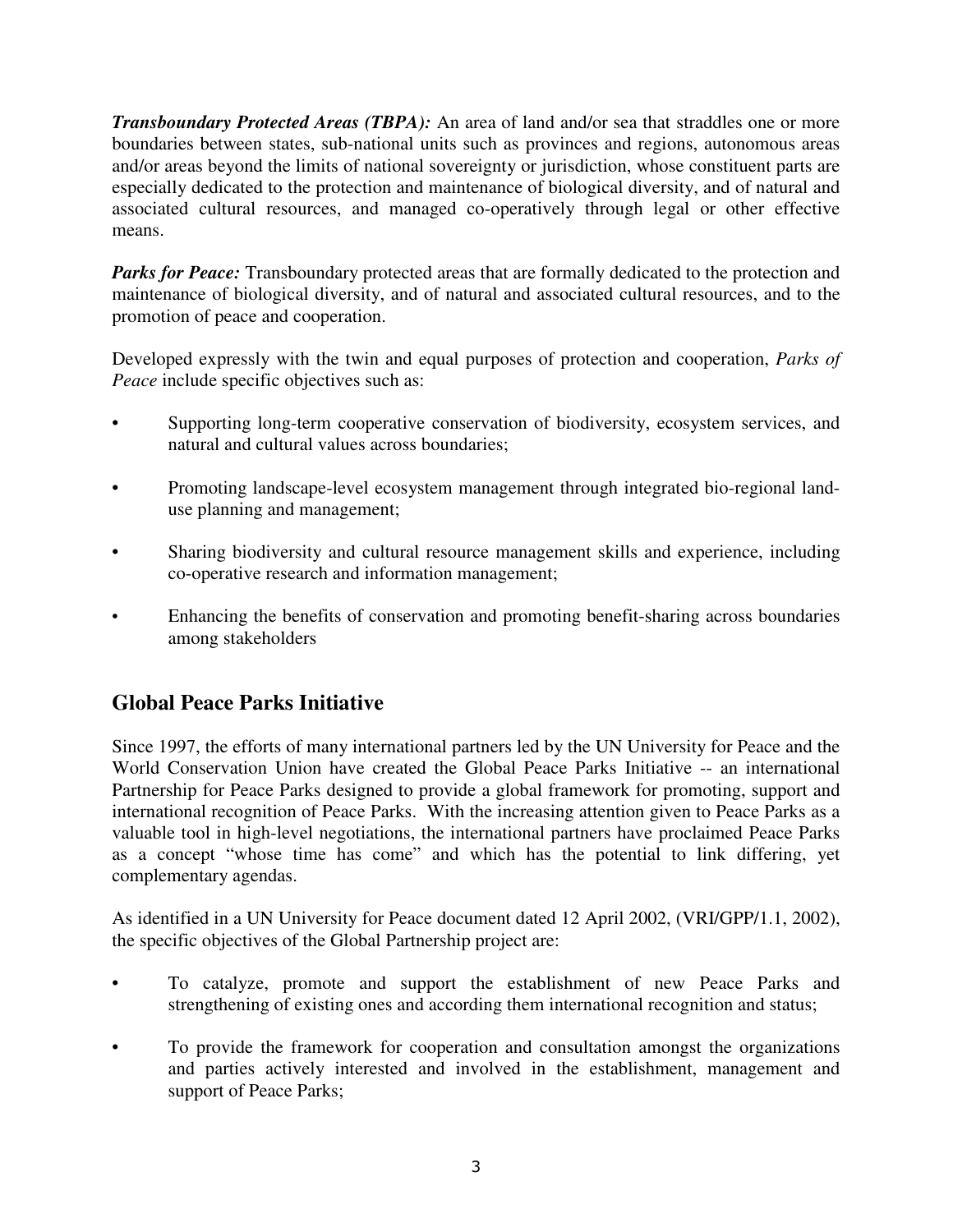***Transboundary Protected Areas (TBPA):*** An area of land and/or sea that straddles one or more boundaries between states, sub-national units such as provinces and regions, autonomous areas and/or areas beyond the limits of national sovereignty or jurisdiction, whose constituent parts are especially dedicated to the protection and maintenance of biological diversity, and of natural and associated cultural resources, and managed co-operatively through legal or other effective means.

***Parks for Peace:*** Transboundary protected areas that are formally dedicated to the protection and maintenance of biological diversity, and of natural and associated cultural resources, and to the promotion of peace and cooperation.

Developed expressly with the twin and equal purposes of protection and cooperation, *Parks of Peace* include specific objectives such as:

- Supporting long-term cooperative conservation of biodiversity, ecosystem services, and natural and cultural values across boundaries;
- Promoting landscape-level ecosystem management through integrated bio-regional land-use planning and management;
- Sharing biodiversity and cultural resource management skills and experience, including co-operative research and information management;
- Enhancing the benefits of conservation and promoting benefit-sharing across boundaries among stakeholders

## Global Peace Parks Initiative

Since 1997, the efforts of many international partners led by the UN University for Peace and the World Conservation Union have created the Global Peace Parks Initiative -- an international Partnership for Peace Parks designed to provide a global framework for promoting, support and international recognition of Peace Parks. With the increasing attention given to Peace Parks as a valuable tool in high-level negotiations, the international partners have proclaimed Peace Parks as a concept "whose time has come" and which has the potential to link differing, yet complementary agendas.

As identified in a UN University for Peace document dated 12 April 2002, (VRI/GPP/1.1, 2002), the specific objectives of the Global Partnership project are:

- To catalyze, promote and support the establishment of new Peace Parks and strengthening of existing ones and according them international recognition and status;
- To provide the framework for cooperation and consultation amongst the organizations and parties actively interested and involved in the establishment, management and support of Peace Parks;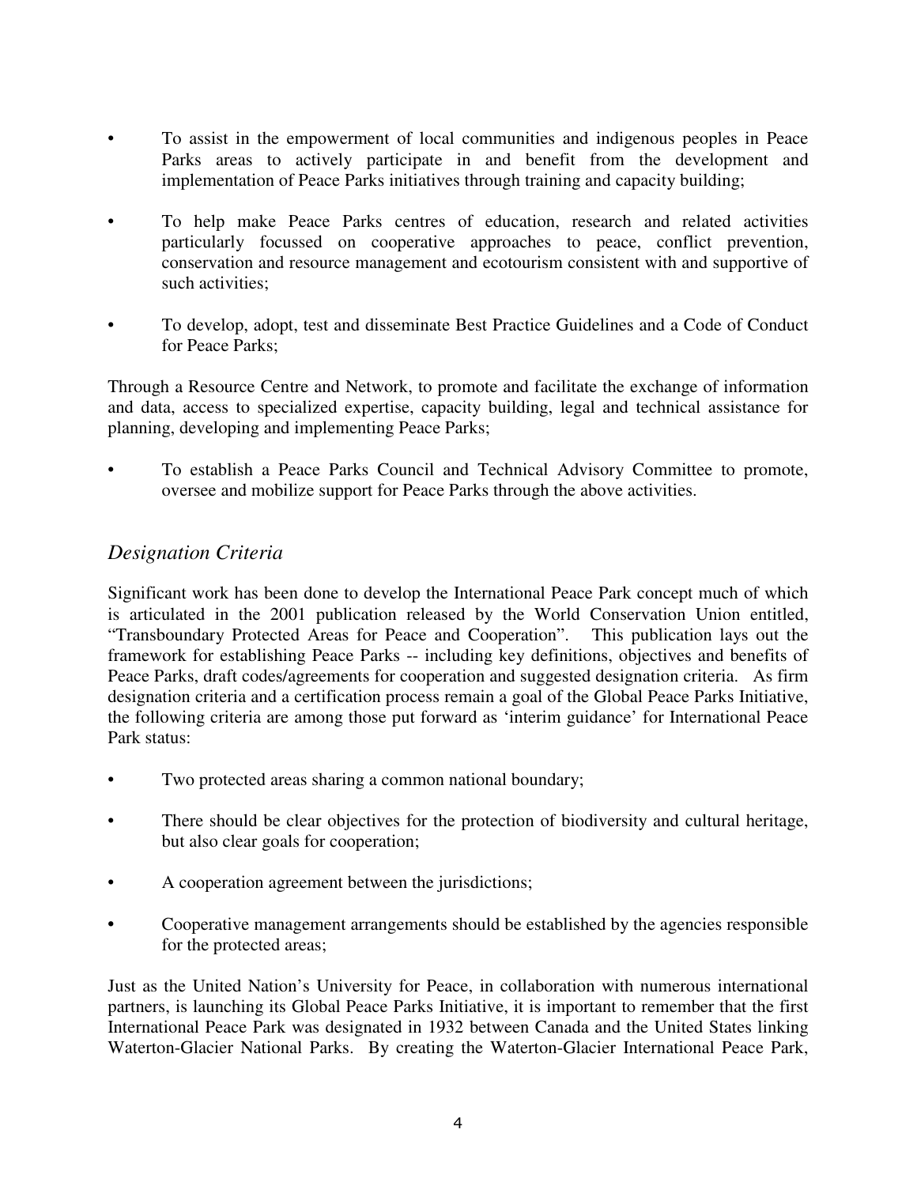- To assist in the empowerment of local communities and indigenous peoples in Peace Parks areas to actively participate in and benefit from the development and implementation of Peace Parks initiatives through training and capacity building;

- To help make Peace Parks centres of education, research and related activities particularly focussed on cooperative approaches to peace, conflict prevention, conservation and resource management and ecotourism consistent with and supportive of such activities;

- To develop, adopt, test and disseminate Best Practice Guidelines and a Code of Conduct for Peace Parks;

Through a Resource Centre and Network, to promote and facilitate the exchange of information and data, access to specialized expertise, capacity building, legal and technical assistance for planning, developing and implementing Peace Parks;

- To establish a Peace Parks Council and Technical Advisory Committee to promote, oversee and mobilize support for Peace Parks through the above activities.

## *Designation Criteria*

Significant work has been done to develop the International Peace Park concept much of which is articulated in the 2001 publication released by the World Conservation Union entitled, "Transboundary Protected Areas for Peace and Cooperation". This publication lays out the framework for establishing Peace Parks -- including key definitions, objectives and benefits of Peace Parks, draft codes/agreements for cooperation and suggested designation criteria. As firm designation criteria and a certification process remain a goal of the Global Peace Parks Initiative, the following criteria are among those put forward as 'interim guidance' for International Peace Park status:

- Two protected areas sharing a common national boundary;

- There should be clear objectives for the protection of biodiversity and cultural heritage, but also clear goals for cooperation;

- A cooperation agreement between the jurisdictions;

- Cooperative management arrangements should be established by the agencies responsible for the protected areas;

Just as the United Nation's University for Peace, in collaboration with numerous international partners, is launching its Global Peace Parks Initiative, it is important to remember that the first International Peace Park was designated in 1932 between Canada and the United States linking Waterton-Glacier National Parks. By creating the Waterton-Glacier International Peace Park,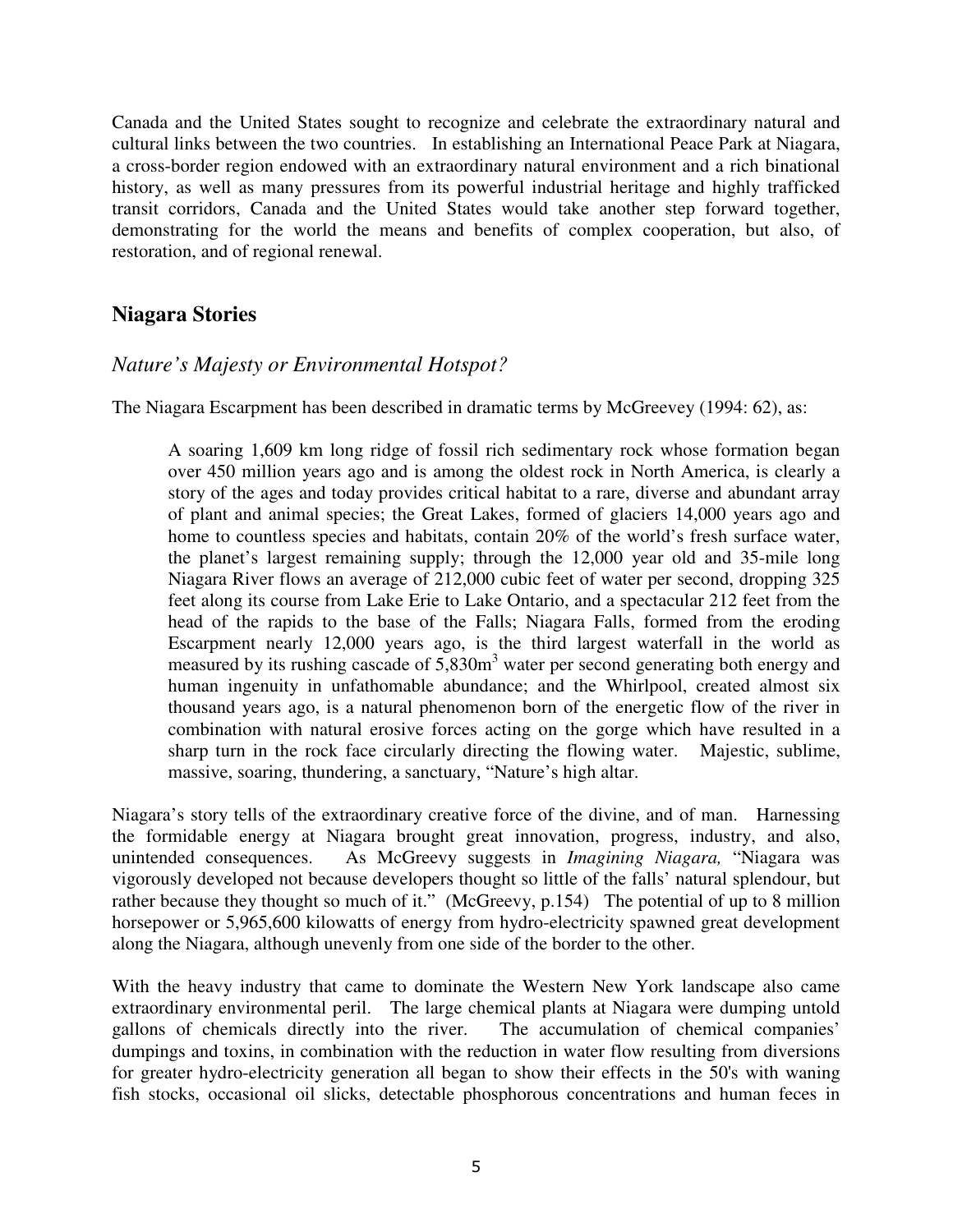Canada and the United States sought to recognize and celebrate the extraordinary natural and cultural links between the two countries. In establishing an International Peace Park at Niagara, a cross-border region endowed with an extraordinary natural environment and a rich binational history, as well as many pressures from its powerful industrial heritage and highly trafficked transit corridors, Canada and the United States would take another step forward together, demonstrating for the world the means and benefits of complex cooperation, but also, of restoration, and of regional renewal.

## Niagara Stories

### *Nature's Majesty or Environmental Hotspot?*

The Niagara Escarpment has been described in dramatic terms by McGreevey (1994: 62), as:

> A soaring 1,609 km long ridge of fossil rich sedimentary rock whose formation began over 450 million years ago and is among the oldest rock in North America, is clearly a story of the ages and today provides critical habitat to a rare, diverse and abundant array of plant and animal species; the Great Lakes, formed of glaciers 14,000 years ago and home to countless species and habitats, contain 20% of the world's fresh surface water, the planet's largest remaining supply; through the 12,000 year old and 35-mile long Niagara River flows an average of 212,000 cubic feet of water per second, dropping 325 feet along its course from Lake Erie to Lake Ontario, and a spectacular 212 feet from the head of the rapids to the base of the Falls; Niagara Falls, formed from the eroding Escarpment nearly 12,000 years ago, is the third largest waterfall in the world as measured by its rushing cascade of 5,830m$^3$ water per second generating both energy and human ingenuity in unfathomable abundance; and the Whirlpool, created almost six thousand years ago, is a natural phenomenon born of the energetic flow of the river in combination with natural erosive forces acting on the gorge which have resulted in a sharp turn in the rock face circularly directing the flowing water. Majestic, sublime, massive, soaring, thundering, a sanctuary, "Nature's high altar.

Niagara's story tells of the extraordinary creative force of the divine, and of man. Harnessing the formidable energy at Niagara brought great innovation, progress, industry, and also, unintended consequences. As McGreevy suggests in *Imagining Niagara,* "Niagara was vigorously developed not because developers thought so little of the falls' natural splendour, but rather because they thought so much of it." (McGreevy, p.154) The potential of up to 8 million horsepower or 5,965,600 kilowatts of energy from hydro-electricity spawned great development along the Niagara, although unevenly from one side of the border to the other.

With the heavy industry that came to dominate the Western New York landscape also came extraordinary environmental peril. The large chemical plants at Niagara were dumping untold gallons of chemicals directly into the river. The accumulation of chemical companies' dumpings and toxins, in combination with the reduction in water flow resulting from diversions for greater hydro-electricity generation all began to show their effects in the 50's with waning fish stocks, occasional oil slicks, detectable phosphorous concentrations and human feces in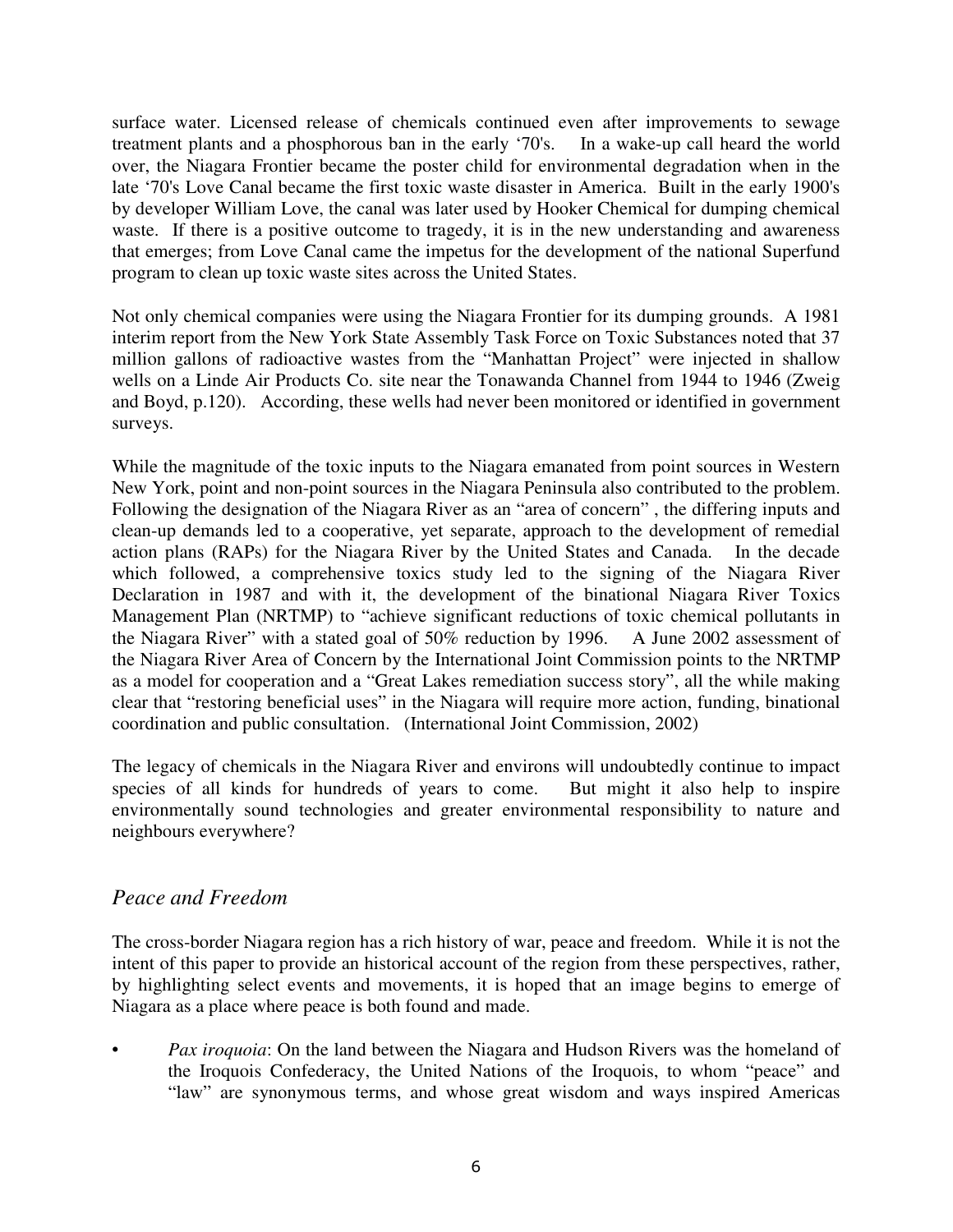surface water. Licensed release of chemicals continued even after improvements to sewage treatment plants and a phosphorous ban in the early '70's. In a wake-up call heard the world over, the Niagara Frontier became the poster child for environmental degradation when in the late '70's Love Canal became the first toxic waste disaster in America. Built in the early 1900's by developer William Love, the canal was later used by Hooker Chemical for dumping chemical waste. If there is a positive outcome to tragedy, it is in the new understanding and awareness that emerges; from Love Canal came the impetus for the development of the national Superfund program to clean up toxic waste sites across the United States.

Not only chemical companies were using the Niagara Frontier for its dumping grounds. A 1981 interim report from the New York State Assembly Task Force on Toxic Substances noted that 37 million gallons of radioactive wastes from the "Manhattan Project" were injected in shallow wells on a Linde Air Products Co. site near the Tonawanda Channel from 1944 to 1946 (Zweig and Boyd, p.120). According, these wells had never been monitored or identified in government surveys.

While the magnitude of the toxic inputs to the Niagara emanated from point sources in Western New York, point and non-point sources in the Niagara Peninsula also contributed to the problem. Following the designation of the Niagara River as an "area of concern" , the differing inputs and clean-up demands led to a cooperative, yet separate, approach to the development of remedial action plans (RAPs) for the Niagara River by the United States and Canada. In the decade which followed, a comprehensive toxics study led to the signing of the Niagara River Declaration in 1987 and with it, the development of the binational Niagara River Toxics Management Plan (NRTMP) to "achieve significant reductions of toxic chemical pollutants in the Niagara River" with a stated goal of 50% reduction by 1996. A June 2002 assessment of the Niagara River Area of Concern by the International Joint Commission points to the NRTMP as a model for cooperation and a "Great Lakes remediation success story", all the while making clear that "restoring beneficial uses" in the Niagara will require more action, funding, binational coordination and public consultation. (International Joint Commission, 2002)

The legacy of chemicals in the Niagara River and environs will undoubtedly continue to impact species of all kinds for hundreds of years to come. But might it also help to inspire environmentally sound technologies and greater environmental responsibility to nature and neighbours everywhere?

## *Peace and Freedom*

The cross-border Niagara region has a rich history of war, peace and freedom. While it is not the intent of this paper to provide an historical account of the region from these perspectives, rather, by highlighting select events and movements, it is hoped that an image begins to emerge of Niagara as a place where peace is both found and made.

- *Pax iroquoia*: On the land between the Niagara and Hudson Rivers was the homeland of the Iroquois Confederacy, the United Nations of the Iroquois, to whom "peace" and "law" are synonymous terms, and whose great wisdom and ways inspired Americas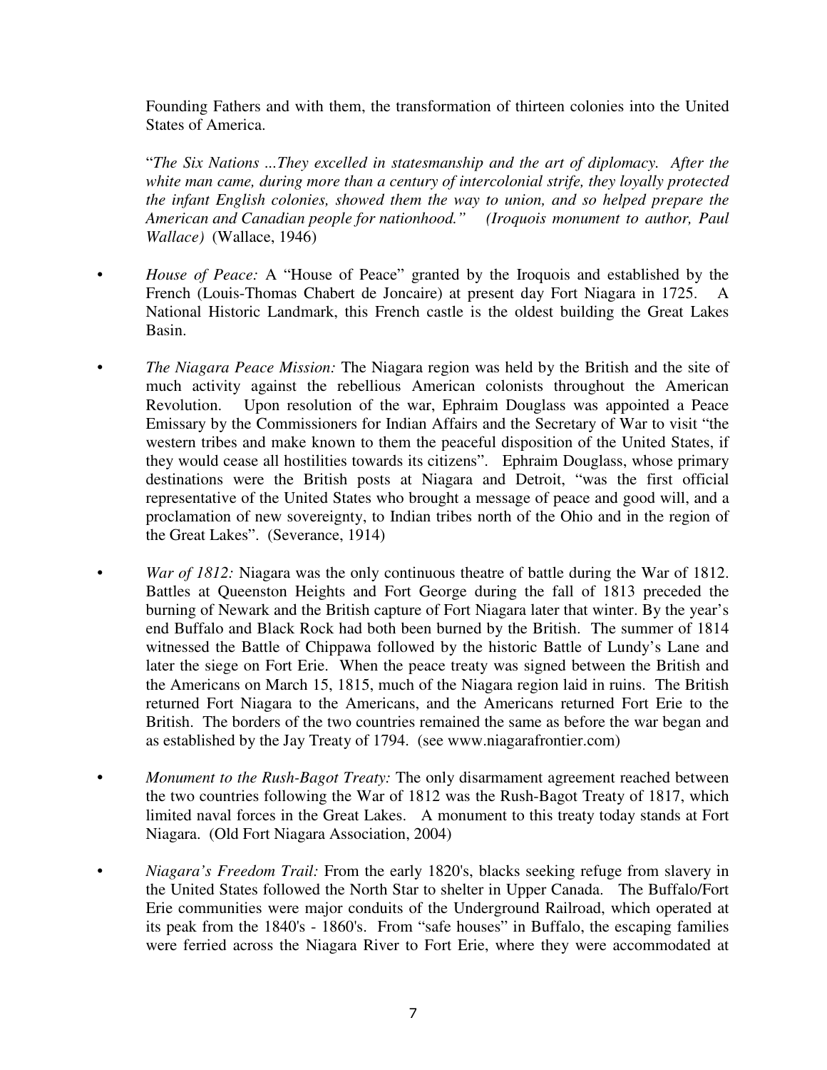Founding Fathers and with them, the transformation of thirteen colonies into the United States of America.

"*The Six Nations ...They excelled in statesmanship and the art of diplomacy. After the white man came, during more than a century of intercolonial strife, they loyally protected the infant English colonies, showed them the way to union, and so helped prepare the American and Canadian people for nationhood." (Iroquois monument to author, Paul Wallace)* (Wallace, 1946)

- *House of Peace:* A "House of Peace" granted by the Iroquois and established by the French (Louis-Thomas Chabert de Joncaire) at present day Fort Niagara in 1725. A National Historic Landmark, this French castle is the oldest building the Great Lakes Basin.

- *The Niagara Peace Mission:* The Niagara region was held by the British and the site of much activity against the rebellious American colonists throughout the American Revolution. Upon resolution of the war, Ephraim Douglass was appointed a Peace Emissary by the Commissioners for Indian Affairs and the Secretary of War to visit "the western tribes and make known to them the peaceful disposition of the United States, if they would cease all hostilities towards its citizens". Ephraim Douglass, whose primary destinations were the British posts at Niagara and Detroit, "was the first official representative of the United States who brought a message of peace and good will, and a proclamation of new sovereignty, to Indian tribes north of the Ohio and in the region of the Great Lakes". (Severance, 1914)

- *War of 1812:* Niagara was the only continuous theatre of battle during the War of 1812. Battles at Queenston Heights and Fort George during the fall of 1813 preceded the burning of Newark and the British capture of Fort Niagara later that winter. By the year's end Buffalo and Black Rock had both been burned by the British. The summer of 1814 witnessed the Battle of Chippawa followed by the historic Battle of Lundy's Lane and later the siege on Fort Erie. When the peace treaty was signed between the British and the Americans on March 15, 1815, much of the Niagara region laid in ruins. The British returned Fort Niagara to the Americans, and the Americans returned Fort Erie to the British. The borders of the two countries remained the same as before the war began and as established by the Jay Treaty of 1794. (see www.niagarafrontier.com)

- *Monument to the Rush-Bagot Treaty:* The only disarmament agreement reached between the two countries following the War of 1812 was the Rush-Bagot Treaty of 1817, which limited naval forces in the Great Lakes. A monument to this treaty today stands at Fort Niagara. (Old Fort Niagara Association, 2004)

- *Niagara's Freedom Trail:* From the early 1820's, blacks seeking refuge from slavery in the United States followed the North Star to shelter in Upper Canada. The Buffalo/Fort Erie communities were major conduits of the Underground Railroad, which operated at its peak from the 1840's - 1860's. From "safe houses" in Buffalo, the escaping families were ferried across the Niagara River to Fort Erie, where they were accommodated at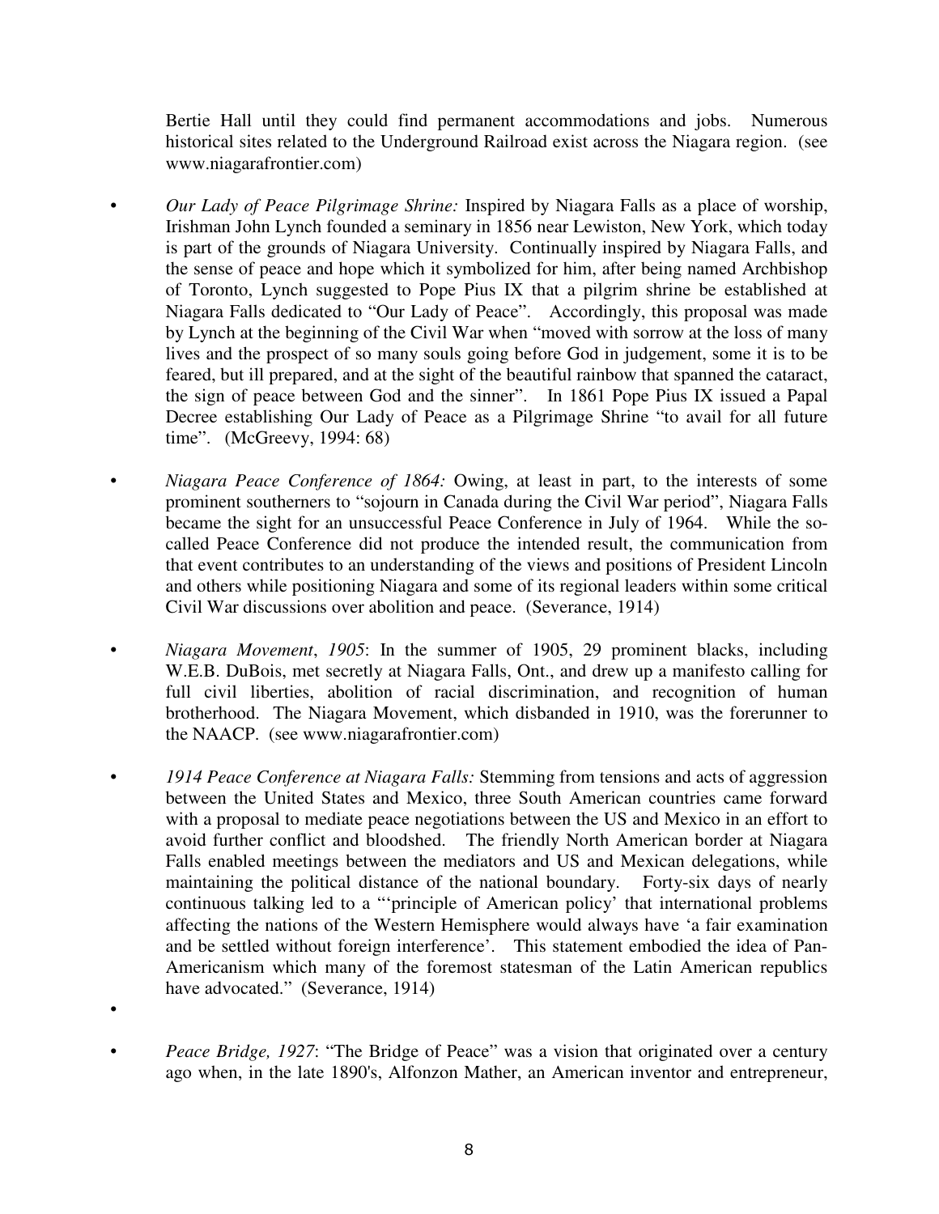Bertie Hall until they could find permanent accommodations and jobs. Numerous historical sites related to the Underground Railroad exist across the Niagara region. (see www.niagarafrontier.com)

- *Our Lady of Peace Pilgrimage Shrine:* Inspired by Niagara Falls as a place of worship, Irishman John Lynch founded a seminary in 1856 near Lewiston, New York, which today is part of the grounds of Niagara University. Continually inspired by Niagara Falls, and the sense of peace and hope which it symbolized for him, after being named Archbishop of Toronto, Lynch suggested to Pope Pius IX that a pilgrim shrine be established at Niagara Falls dedicated to "Our Lady of Peace". Accordingly, this proposal was made by Lynch at the beginning of the Civil War when "moved with sorrow at the loss of many lives and the prospect of so many souls going before God in judgement, some it is to be feared, but ill prepared, and at the sight of the beautiful rainbow that spanned the cataract, the sign of peace between God and the sinner". In 1861 Pope Pius IX issued a Papal Decree establishing Our Lady of Peace as a Pilgrimage Shrine "to avail for all future time". (McGreevy, 1994: 68)

- *Niagara Peace Conference of 1864:* Owing, at least in part, to the interests of some prominent southerners to "sojourn in Canada during the Civil War period", Niagara Falls became the sight for an unsuccessful Peace Conference in July of 1964. While the so-called Peace Conference did not produce the intended result, the communication from that event contributes to an understanding of the views and positions of President Lincoln and others while positioning Niagara and some of its regional leaders within some critical Civil War discussions over abolition and peace. (Severance, 1914)

- *Niagara Movement*, *1905*: In the summer of 1905, 29 prominent blacks, including W.E.B. DuBois, met secretly at Niagara Falls, Ont., and drew up a manifesto calling for full civil liberties, abolition of racial discrimination, and recognition of human brotherhood. The Niagara Movement, which disbanded in 1910, was the forerunner to the NAACP. (see www.niagarafrontier.com)

- *1914 Peace Conference at Niagara Falls:* Stemming from tensions and acts of aggression between the United States and Mexico, three South American countries came forward with a proposal to mediate peace negotiations between the US and Mexico in an effort to avoid further conflict and bloodshed. The friendly North American border at Niagara Falls enabled meetings between the mediators and US and Mexican delegations, while maintaining the political distance of the national boundary. Forty-six days of nearly continuous talking led to a "'principle of American policy' that international problems affecting the nations of the Western Hemisphere would always have 'a fair examination and be settled without foreign interference'. This statement embodied the idea of Pan-Americanism which many of the foremost statesman of the Latin American republics have advocated." (Severance, 1914)

- *Peace Bridge, 1927*: "The Bridge of Peace" was a vision that originated over a century ago when, in the late 1890's, Alfonzon Mather, an American inventor and entrepreneur,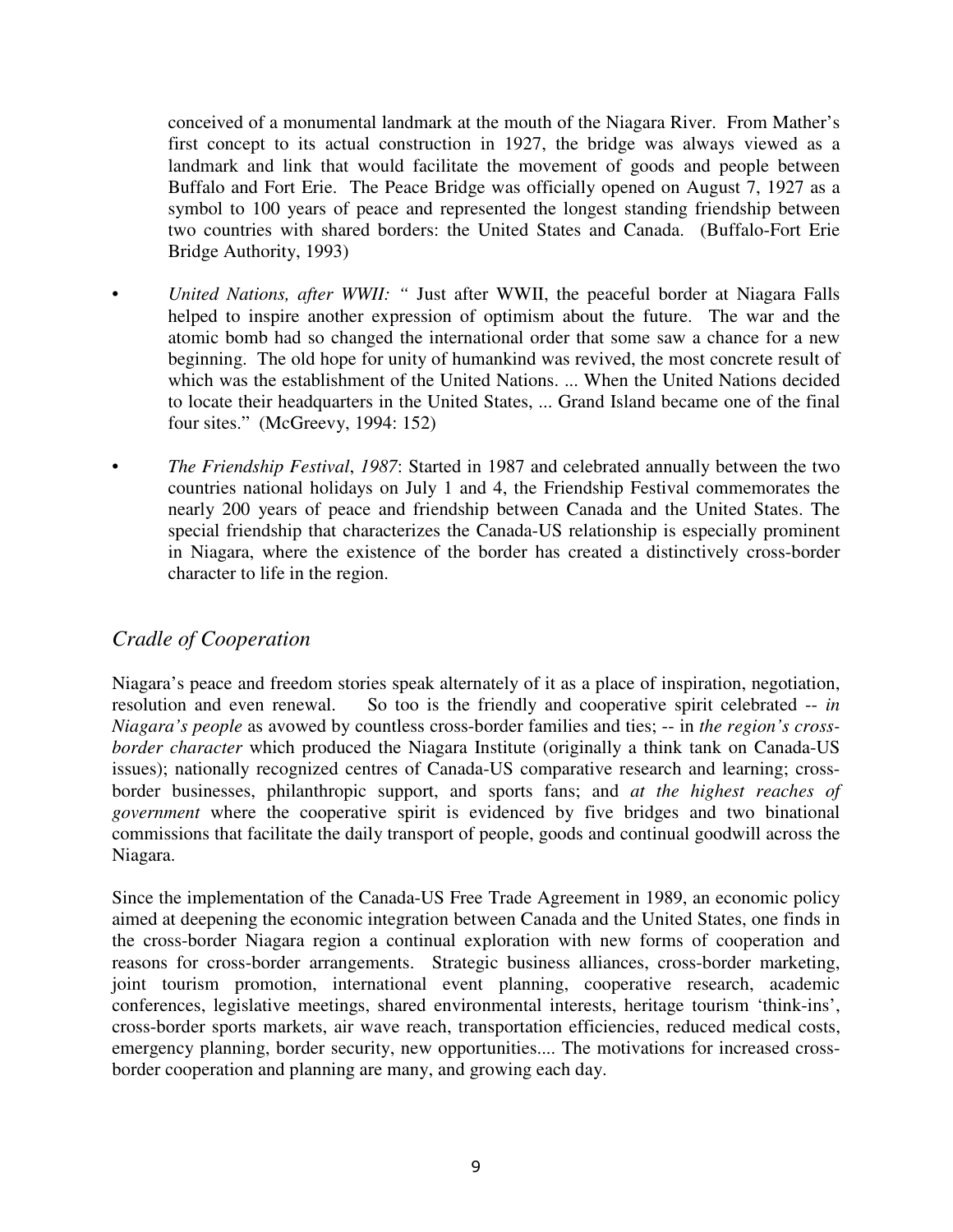conceived of a monumental landmark at the mouth of the Niagara River. From Mather's first concept to its actual construction in 1927, the bridge was always viewed as a landmark and link that would facilitate the movement of goods and people between Buffalo and Fort Erie. The Peace Bridge was officially opened on August 7, 1927 as a symbol to 100 years of peace and represented the longest standing friendship between two countries with shared borders: the United States and Canada. (Buffalo-Fort Erie Bridge Authority, 1993)

- *United Nations, after WWII: "* Just after WWII, the peaceful border at Niagara Falls helped to inspire another expression of optimism about the future. The war and the atomic bomb had so changed the international order that some saw a chance for a new beginning. The old hope for unity of humankind was revived, the most concrete result of which was the establishment of the United Nations. ... When the United Nations decided to locate their headquarters in the United States, ... Grand Island became one of the final four sites." (McGreevy, 1994: 152)

- *The Friendship Festival*, *1987*: Started in 1987 and celebrated annually between the two countries national holidays on July 1 and 4, the Friendship Festival commemorates the nearly 200 years of peace and friendship between Canada and the United States. The special friendship that characterizes the Canada-US relationship is especially prominent in Niagara, where the existence of the border has created a distinctively cross-border character to life in the region.

## *Cradle of Cooperation*

Niagara's peace and freedom stories speak alternately of it as a place of inspiration, negotiation, resolution and even renewal. So too is the friendly and cooperative spirit celebrated -- *in Niagara's people* as avowed by countless cross-border families and ties; -- in *the region's cross-border character* which produced the Niagara Institute (originally a think tank on Canada-US issues); nationally recognized centres of Canada-US comparative research and learning; cross-border businesses, philanthropic support, and sports fans; and *at the highest reaches of government* where the cooperative spirit is evidenced by five bridges and two binational commissions that facilitate the daily transport of people, goods and continual goodwill across the Niagara.

Since the implementation of the Canada-US Free Trade Agreement in 1989, an economic policy aimed at deepening the economic integration between Canada and the United States, one finds in the cross-border Niagara region a continual exploration with new forms of cooperation and reasons for cross-border arrangements. Strategic business alliances, cross-border marketing, joint tourism promotion, international event planning, cooperative research, academic conferences, legislative meetings, shared environmental interests, heritage tourism 'think-ins', cross-border sports markets, air wave reach, transportation efficiencies, reduced medical costs, emergency planning, border security, new opportunities.... The motivations for increased cross-border cooperation and planning are many, and growing each day.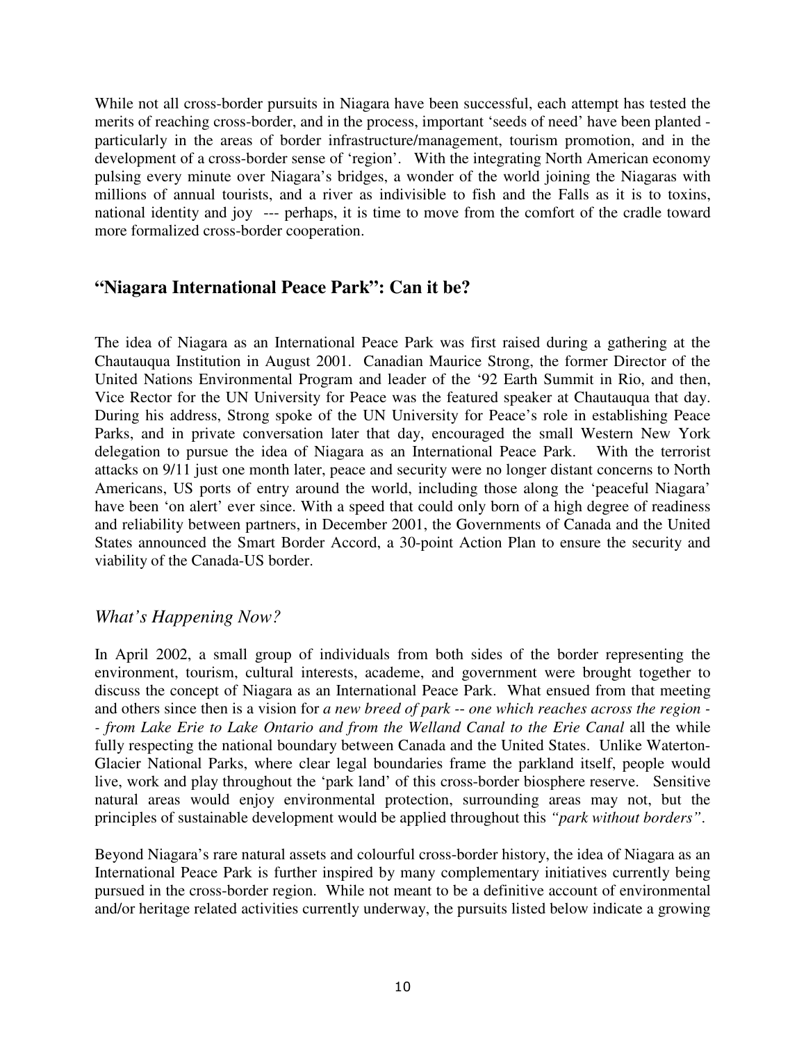While not all cross-border pursuits in Niagara have been successful, each attempt has tested the merits of reaching cross-border, and in the process, important 'seeds of need' have been planted - particularly in the areas of border infrastructure/management, tourism promotion, and in the development of a cross-border sense of 'region'. With the integrating North American economy pulsing every minute over Niagara's bridges, a wonder of the world joining the Niagaras with millions of annual tourists, and a river as indivisible to fish and the Falls as it is to toxins, national identity and joy --- perhaps, it is time to move from the comfort of the cradle toward more formalized cross-border cooperation.

## **"Niagara International Peace Park": Can it be?**

The idea of Niagara as an International Peace Park was first raised during a gathering at the Chautauqua Institution in August 2001. Canadian Maurice Strong, the former Director of the United Nations Environmental Program and leader of the '92 Earth Summit in Rio, and then, Vice Rector for the UN University for Peace was the featured speaker at Chautauqua that day. During his address, Strong spoke of the UN University for Peace's role in establishing Peace Parks, and in private conversation later that day, encouraged the small Western New York delegation to pursue the idea of Niagara as an International Peace Park. With the terrorist attacks on 9/11 just one month later, peace and security were no longer distant concerns to North Americans, US ports of entry around the world, including those along the 'peaceful Niagara' have been 'on alert' ever since. With a speed that could only born of a high degree of readiness and reliability between partners, in December 2001, the Governments of Canada and the United States announced the Smart Border Accord, a 30-point Action Plan to ensure the security and viability of the Canada-US border.

### *What's Happening Now?*

In April 2002, a small group of individuals from both sides of the border representing the environment, tourism, cultural interests, academe, and government were brought together to discuss the concept of Niagara as an International Peace Park. What ensued from that meeting and others since then is a vision for *a new breed of park -- one which reaches across the region -- from Lake Erie to Lake Ontario and from the Welland Canal to the Erie Canal* all the while fully respecting the national boundary between Canada and the United States. Unlike Waterton-Glacier National Parks, where clear legal boundaries frame the parkland itself, people would live, work and play throughout the 'park land' of this cross-border biosphere reserve. Sensitive natural areas would enjoy environmental protection, surrounding areas may not, but the principles of sustainable development would be applied throughout this *"park without borders"*.

Beyond Niagara's rare natural assets and colourful cross-border history, the idea of Niagara as an International Peace Park is further inspired by many complementary initiatives currently being pursued in the cross-border region. While not meant to be a definitive account of environmental and/or heritage related activities currently underway, the pursuits listed below indicate a growing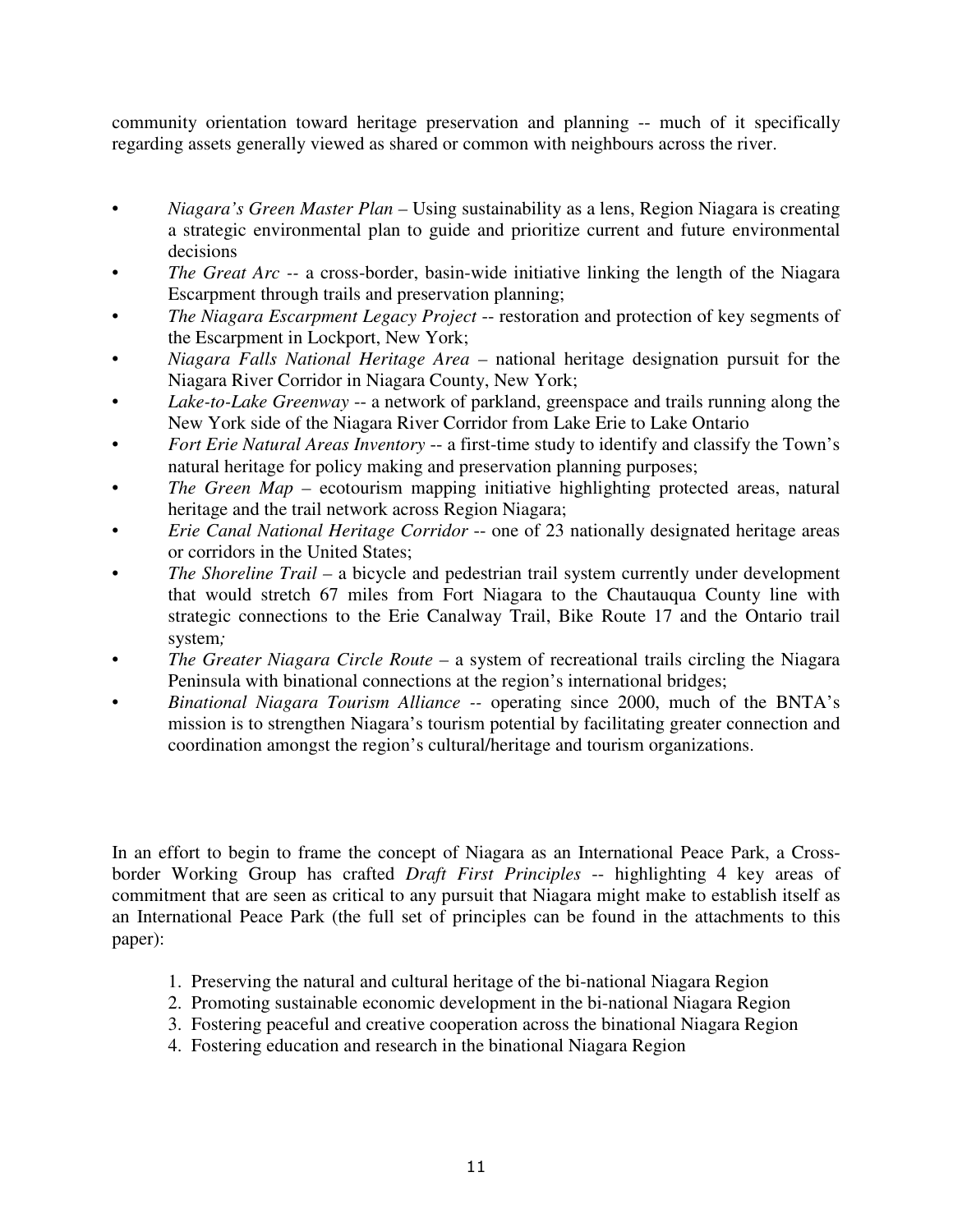community orientation toward heritage preservation and planning -- much of it specifically regarding assets generally viewed as shared or common with neighbours across the river.

- *Niagara's Green Master Plan* – Using sustainability as a lens, Region Niagara is creating a strategic environmental plan to guide and prioritize current and future environmental decisions
- *The Great Arc* -- a cross-border, basin-wide initiative linking the length of the Niagara Escarpment through trails and preservation planning;
- *The Niagara Escarpment Legacy Project* -- restoration and protection of key segments of the Escarpment in Lockport, New York;
- *Niagara Falls National Heritage Area* – national heritage designation pursuit for the Niagara River Corridor in Niagara County, New York;
- *Lake-to-Lake Greenway* -- a network of parkland, greenspace and trails running along the New York side of the Niagara River Corridor from Lake Erie to Lake Ontario
- *Fort Erie Natural Areas Inventory* -- a first-time study to identify and classify the Town's natural heritage for policy making and preservation planning purposes;
- *The Green Map* – ecotourism mapping initiative highlighting protected areas, natural heritage and the trail network across Region Niagara;
- *Erie Canal National Heritage Corridor* -- one of 23 nationally designated heritage areas or corridors in the United States;
- *The Shoreline Trail* – a bicycle and pedestrian trail system currently under development that would stretch 67 miles from Fort Niagara to the Chautauqua County line with strategic connections to the Erie Canalway Trail, Bike Route 17 and the Ontario trail system;
- *The Greater Niagara Circle Route* – a system of recreational trails circling the Niagara Peninsula with binational connections at the region's international bridges;
- *Binational Niagara Tourism Alliance* -- operating since 2000, much of the BNTA's mission is to strengthen Niagara's tourism potential by facilitating greater connection and coordination amongst the region's cultural/heritage and tourism organizations.

In an effort to begin to frame the concept of Niagara as an International Peace Park, a Cross-border Working Group has crafted *Draft First Principles* -- highlighting 4 key areas of commitment that are seen as critical to any pursuit that Niagara might make to establish itself as an International Peace Park (the full set of principles can be found in the attachments to this paper):

1. Preserving the natural and cultural heritage of the bi-national Niagara Region
2. Promoting sustainable economic development in the bi-national Niagara Region
3. Fostering peaceful and creative cooperation across the binational Niagara Region
4. Fostering education and research in the binational Niagara Region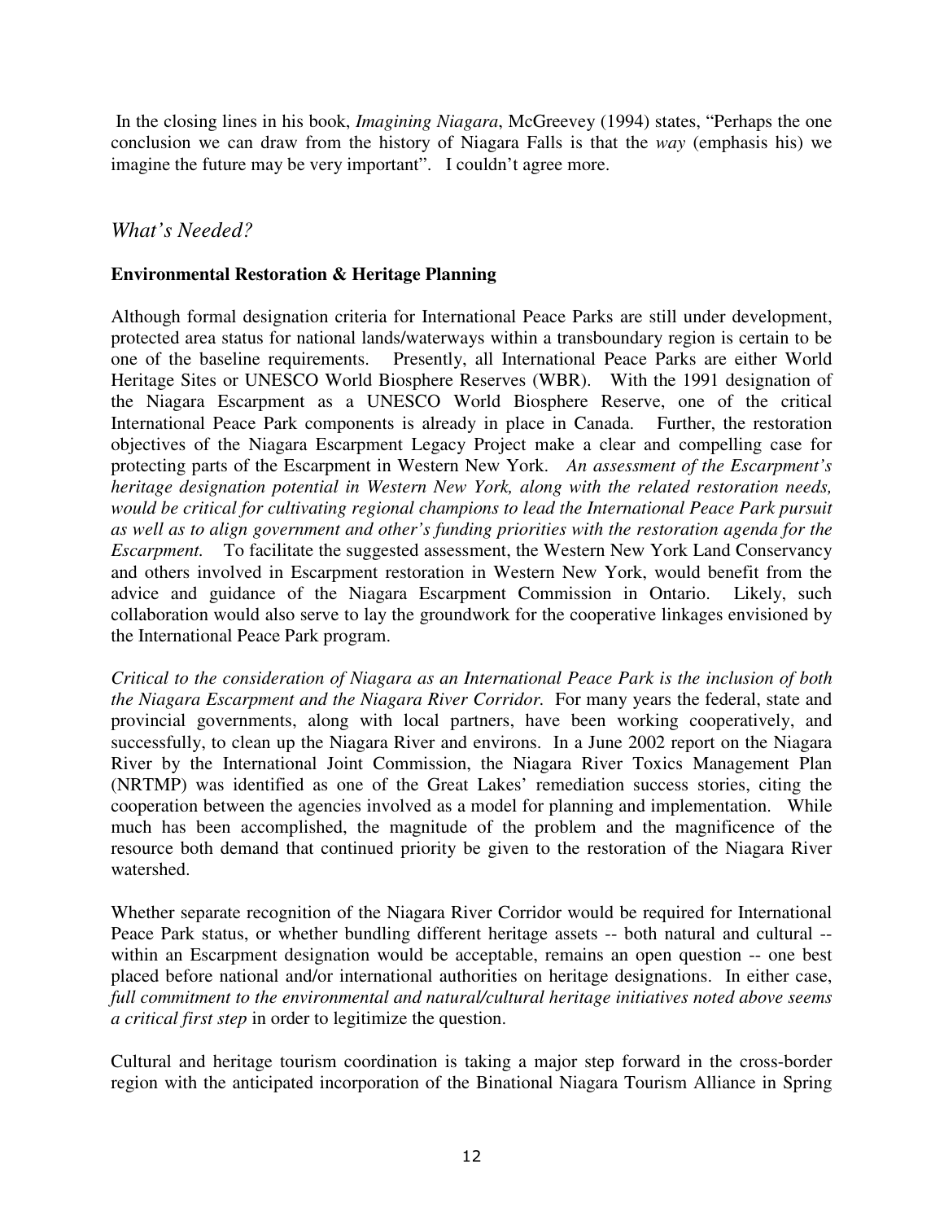In the closing lines in his book, *Imagining Niagara*, McGreevey (1994) states, "Perhaps the one conclusion we can draw from the history of Niagara Falls is that the *way* (emphasis his) we imagine the future may be very important". I couldn't agree more.

## *What's Needed?*

### **Environmental Restoration & Heritage Planning**

Although formal designation criteria for International Peace Parks are still under development, protected area status for national lands/waterways within a transboundary region is certain to be one of the baseline requirements. Presently, all International Peace Parks are either World Heritage Sites or UNESCO World Biosphere Reserves (WBR). With the 1991 designation of the Niagara Escarpment as a UNESCO World Biosphere Reserve, one of the critical International Peace Park components is already in place in Canada. Further, the restoration objectives of the Niagara Escarpment Legacy Project make a clear and compelling case for protecting parts of the Escarpment in Western New York. *An assessment of the Escarpment's heritage designation potential in Western New York, along with the related restoration needs, would be critical for cultivating regional champions to lead the International Peace Park pursuit as well as to align government and other's funding priorities with the restoration agenda for the Escarpment.* To facilitate the suggested assessment, the Western New York Land Conservancy and others involved in Escarpment restoration in Western New York, would benefit from the advice and guidance of the Niagara Escarpment Commission in Ontario. Likely, such collaboration would also serve to lay the groundwork for the cooperative linkages envisioned by the International Peace Park program.

*Critical to the consideration of Niagara as an International Peace Park is the inclusion of both the Niagara Escarpment and the Niagara River Corridor.* For many years the federal, state and provincial governments, along with local partners, have been working cooperatively, and successfully, to clean up the Niagara River and environs. In a June 2002 report on the Niagara River by the International Joint Commission, the Niagara River Toxics Management Plan (NRTMP) was identified as one of the Great Lakes' remediation success stories, citing the cooperation between the agencies involved as a model for planning and implementation. While much has been accomplished, the magnitude of the problem and the magnificence of the resource both demand that continued priority be given to the restoration of the Niagara River watershed.

Whether separate recognition of the Niagara River Corridor would be required for International Peace Park status, or whether bundling different heritage assets -- both natural and cultural -- within an Escarpment designation would be acceptable, remains an open question -- one best placed before national and/or international authorities on heritage designations. In either case, *full commitment to the environmental and natural/cultural heritage initiatives noted above seems a critical first step* in order to legitimize the question.

Cultural and heritage tourism coordination is taking a major step forward in the cross-border region with the anticipated incorporation of the Binational Niagara Tourism Alliance in Spring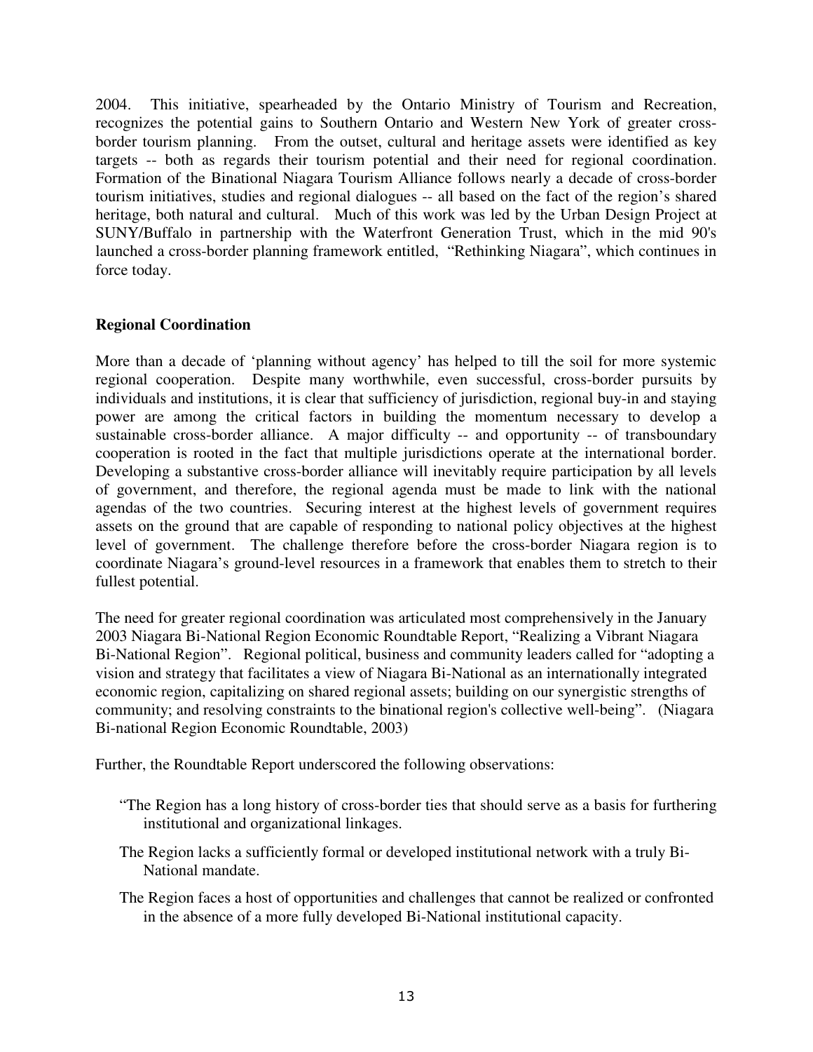2004. This initiative, spearheaded by the Ontario Ministry of Tourism and Recreation, recognizes the potential gains to Southern Ontario and Western New York of greater cross-border tourism planning. From the outset, cultural and heritage assets were identified as key targets -- both as regards their tourism potential and their need for regional coordination. Formation of the Binational Niagara Tourism Alliance follows nearly a decade of cross-border tourism initiatives, studies and regional dialogues -- all based on the fact of the region's shared heritage, both natural and cultural. Much of this work was led by the Urban Design Project at SUNY/Buffalo in partnership with the Waterfront Generation Trust, which in the mid 90's launched a cross-border planning framework entitled, "Rethinking Niagara", which continues in force today.

## Regional Coordination

More than a decade of 'planning without agency' has helped to till the soil for more systemic regional cooperation. Despite many worthwhile, even successful, cross-border pursuits by individuals and institutions, it is clear that sufficiency of jurisdiction, regional buy-in and staying power are among the critical factors in building the momentum necessary to develop a sustainable cross-border alliance. A major difficulty -- and opportunity -- of transboundary cooperation is rooted in the fact that multiple jurisdictions operate at the international border. Developing a substantive cross-border alliance will inevitably require participation by all levels of government, and therefore, the regional agenda must be made to link with the national agendas of the two countries. Securing interest at the highest levels of government requires assets on the ground that are capable of responding to national policy objectives at the highest level of government. The challenge therefore before the cross-border Niagara region is to coordinate Niagara's ground-level resources in a framework that enables them to stretch to their fullest potential.

The need for greater regional coordination was articulated most comprehensively in the January 2003 Niagara Bi-National Region Economic Roundtable Report, "Realizing a Vibrant Niagara Bi-National Region". Regional political, business and community leaders called for "adopting a vision and strategy that facilitates a view of Niagara Bi-National as an internationally integrated economic region, capitalizing on shared regional assets; building on our synergistic strengths of community; and resolving constraints to the binational region's collective well-being". (Niagara Bi-national Region Economic Roundtable, 2003)

Further, the Roundtable Report underscored the following observations:

"The Region has a long history of cross-border ties that should serve as a basis for furthering institutional and organizational linkages.

The Region lacks a sufficiently formal or developed institutional network with a truly Bi-National mandate.

The Region faces a host of opportunities and challenges that cannot be realized or confronted in the absence of a more fully developed Bi-National institutional capacity.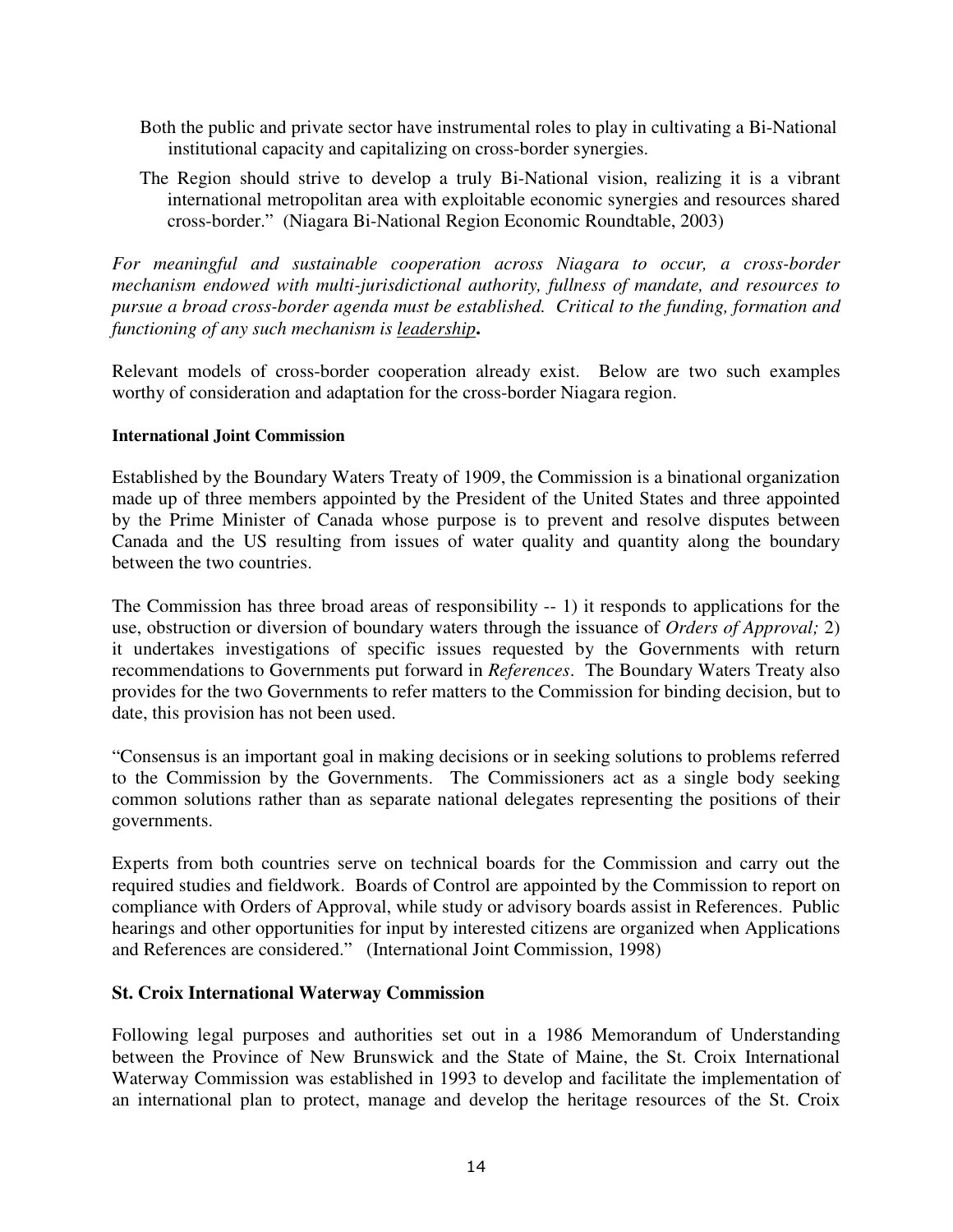Both the public and private sector have instrumental roles to play in cultivating a Bi-National institutional capacity and capitalizing on cross-border synergies.

The Region should strive to develop a truly Bi-National vision, realizing it is a vibrant international metropolitan area with exploitable economic synergies and resources shared cross-border." (Niagara Bi-National Region Economic Roundtable, 2003)

*For meaningful and sustainable cooperation across Niagara to occur, a cross-border mechanism endowed with multi-jurisdictional authority, fullness of mandate, and resources to pursue a broad cross-border agenda must be established. Critical to the funding, formation and functioning of any such mechanism is <u>leadership</u>.*

Relevant models of cross-border cooperation already exist. Below are two such examples worthy of consideration and adaptation for the cross-border Niagara region.

**International Joint Commission**

Established by the Boundary Waters Treaty of 1909, the Commission is a binational organization made up of three members appointed by the President of the United States and three appointed by the Prime Minister of Canada whose purpose is to prevent and resolve disputes between Canada and the US resulting from issues of water quality and quantity along the boundary between the two countries.

The Commission has three broad areas of responsibility -- 1) it responds to applications for the use, obstruction or diversion of boundary waters through the issuance of *Orders of Approval;* 2) it undertakes investigations of specific issues requested by the Governments with return recommendations to Governments put forward in *References*. The Boundary Waters Treaty also provides for the two Governments to refer matters to the Commission for binding decision, but to date, this provision has not been used.

"Consensus is an important goal in making decisions or in seeking solutions to problems referred to the Commission by the Governments. The Commissioners act as a single body seeking common solutions rather than as separate national delegates representing the positions of their governments.

Experts from both countries serve on technical boards for the Commission and carry out the required studies and fieldwork. Boards of Control are appointed by the Commission to report on compliance with Orders of Approval, while study or advisory boards assist in References. Public hearings and other opportunities for input by interested citizens are organized when Applications and References are considered." (International Joint Commission, 1998)

**St. Croix International Waterway Commission**

Following legal purposes and authorities set out in a 1986 Memorandum of Understanding between the Province of New Brunswick and the State of Maine, the St. Croix International Waterway Commission was established in 1993 to develop and facilitate the implementation of an international plan to protect, manage and develop the heritage resources of the St. Croix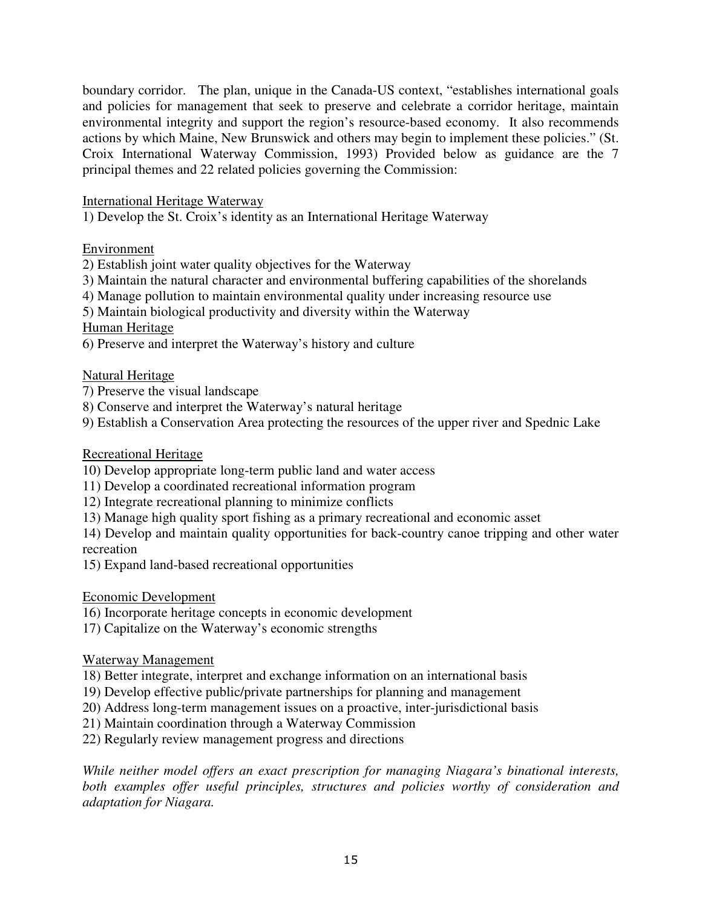boundary corridor. The plan, unique in the Canada-US context, "establishes international goals and policies for management that seek to preserve and celebrate a corridor heritage, maintain environmental integrity and support the region's resource-based economy. It also recommends actions by which Maine, New Brunswick and others may begin to implement these policies." (St. Croix International Waterway Commission, 1993) Provided below as guidance are the 7 principal themes and 22 related policies governing the Commission:

<u>International Heritage Waterway</u>

1) Develop the St. Croix's identity as an International Heritage Waterway

<u>Environment</u>

2) Establish joint water quality objectives for the Waterway
3) Maintain the natural character and environmental buffering capabilities of the shorelands
4) Manage pollution to maintain environmental quality under increasing resource use
5) Maintain biological productivity and diversity within the Waterway

<u>Human Heritage</u>

6) Preserve and interpret the Waterway's history and culture

<u>Natural Heritage</u>

7) Preserve the visual landscape
8) Conserve and interpret the Waterway's natural heritage
9) Establish a Conservation Area protecting the resources of the upper river and Spednic Lake

<u>Recreational Heritage</u>

10) Develop appropriate long-term public land and water access
11) Develop a coordinated recreational information program
12) Integrate recreational planning to minimize conflicts
13) Manage high quality sport fishing as a primary recreational and economic asset
14) Develop and maintain quality opportunities for back-country canoe tripping and other water recreation
15) Expand land-based recreational opportunities

<u>Economic Development</u>

16) Incorporate heritage concepts in economic development
17) Capitalize on the Waterway's economic strengths

<u>Waterway Management</u>

18) Better integrate, interpret and exchange information on an international basis
19) Develop effective public/private partnerships for planning and management
20) Address long-term management issues on a proactive, inter-jurisdictional basis
21) Maintain coordination through a Waterway Commission
22) Regularly review management progress and directions

*While neither model offers an exact prescription for managing Niagara's binational interests, both examples offer useful principles, structures and policies worthy of consideration and adaptation for Niagara.*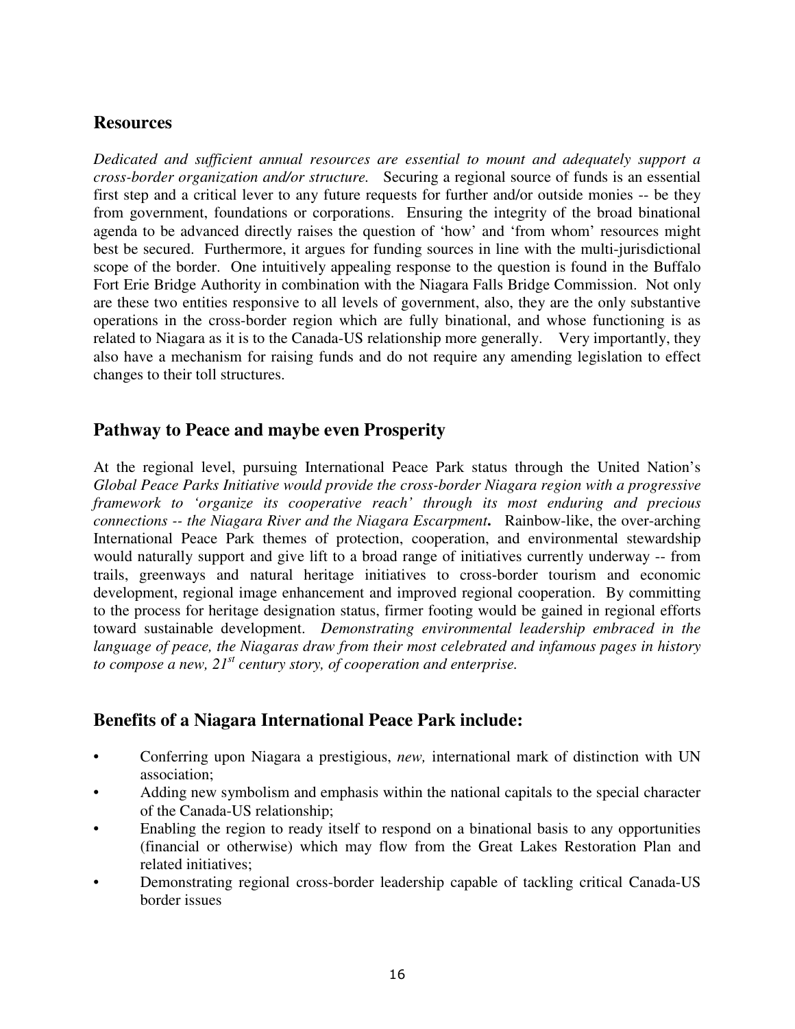## Resources

*Dedicated and sufficient annual resources are essential to mount and adequately support a cross-border organization and/or structure.* Securing a regional source of funds is an essential first step and a critical lever to any future requests for further and/or outside monies -- be they from government, foundations or corporations. Ensuring the integrity of the broad binational agenda to be advanced directly raises the question of 'how' and 'from whom' resources might best be secured. Furthermore, it argues for funding sources in line with the multi-jurisdictional scope of the border. One intuitively appealing response to the question is found in the Buffalo Fort Erie Bridge Authority in combination with the Niagara Falls Bridge Commission. Not only are these two entities responsive to all levels of government, also, they are the only substantive operations in the cross-border region which are fully binational, and whose functioning is as related to Niagara as it is to the Canada-US relationship more generally. Very importantly, they also have a mechanism for raising funds and do not require any amending legislation to effect changes to their toll structures.

## Pathway to Peace and maybe even Prosperity

At the regional level, pursuing International Peace Park status through the United Nation's *Global Peace Parks Initiative would provide the cross-border Niagara region with a progressive framework to 'organize its cooperative reach' through its most enduring and precious connections -- the Niagara River and the Niagara Escarpment***.** Rainbow-like, the over-arching International Peace Park themes of protection, cooperation, and environmental stewardship would naturally support and give lift to a broad range of initiatives currently underway -- from trails, greenways and natural heritage initiatives to cross-border tourism and economic development, regional image enhancement and improved regional cooperation. By committing to the process for heritage designation status, firmer footing would be gained in regional efforts toward sustainable development. *Demonstrating environmental leadership embraced in the language of peace, the Niagaras draw from their most celebrated and infamous pages in history to compose a new, 21st century story, of cooperation and enterprise.*

## Benefits of a Niagara International Peace Park include:

- Conferring upon Niagara a prestigious, *new,* international mark of distinction with UN association;
- Adding new symbolism and emphasis within the national capitals to the special character of the Canada-US relationship;
- Enabling the region to ready itself to respond on a binational basis to any opportunities (financial or otherwise) which may flow from the Great Lakes Restoration Plan and related initiatives;
- Demonstrating regional cross-border leadership capable of tackling critical Canada-US border issues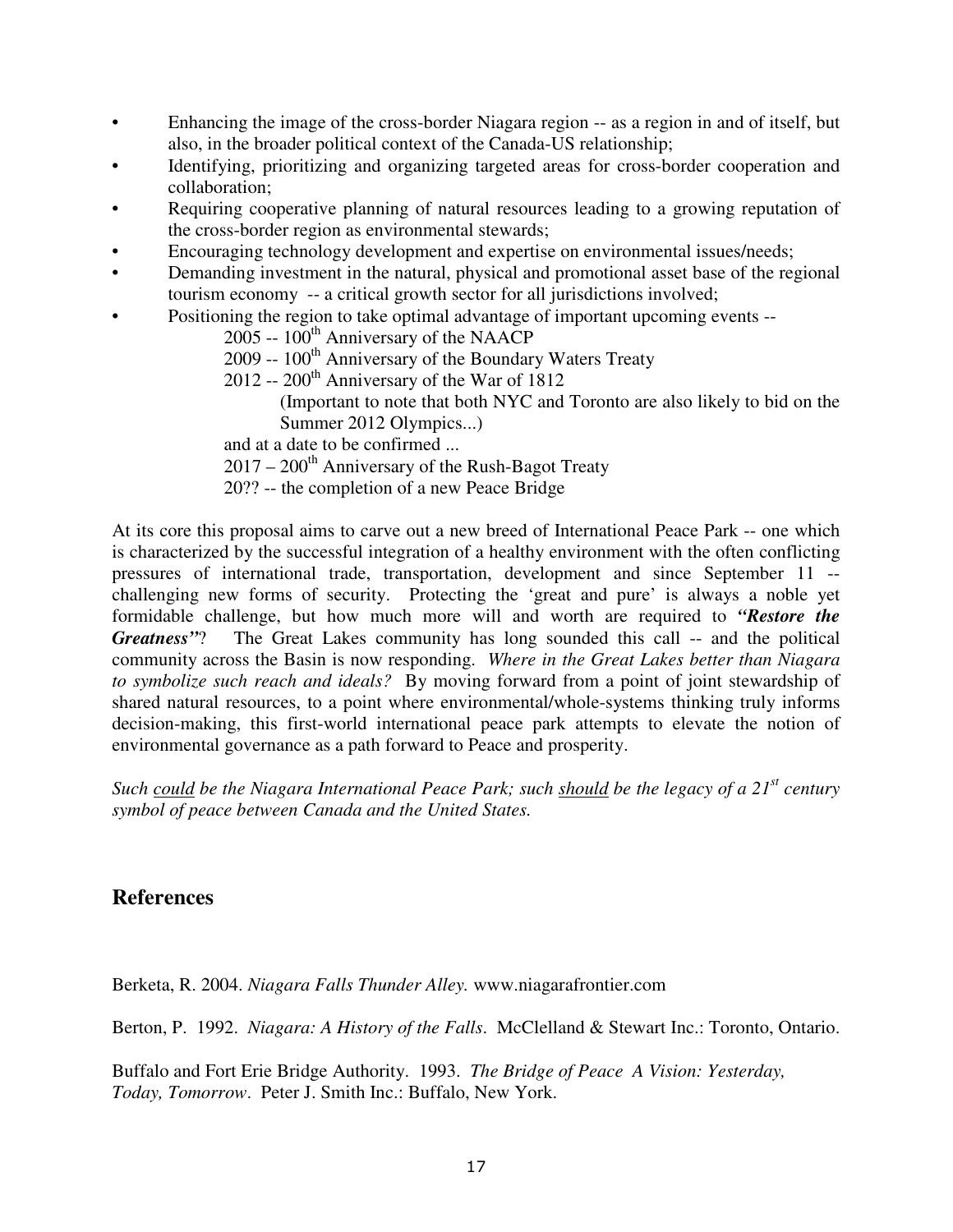- Enhancing the image of the cross-border Niagara region -- as a region in and of itself, but also, in the broader political context of the Canada-US relationship;
- Identifying, prioritizing and organizing targeted areas for cross-border cooperation and collaboration;
- Requiring cooperative planning of natural resources leading to a growing reputation of the cross-border region as environmental stewards;
- Encouraging technology development and expertise on environmental issues/needs;
- Demanding investment in the natural, physical and promotional asset base of the regional tourism economy -- a critical growth sector for all jurisdictions involved;
- Positioning the region to take optimal advantage of important upcoming events --

  2005 -- 100th Anniversary of the NAACP
  
  2009 -- 100th Anniversary of the Boundary Waters Treaty
  
  2012 -- 200th Anniversary of the War of 1812
  
  (Important to note that both NYC and Toronto are also likely to bid on the Summer 2012 Olympics...)
  
  and at a date to be confirmed ...
  
  2017 – 200th Anniversary of the Rush-Bagot Treaty
  
  20?? -- the completion of a new Peace Bridge

At its core this proposal aims to carve out a new breed of International Peace Park -- one which is characterized by the successful integration of a healthy environment with the often conflicting pressures of international trade, transportation, development and since September 11 -- challenging new forms of security. Protecting the 'great and pure' is always a noble yet formidable challenge, but how much more will and worth are required to ***"Restore the Greatness"***? The Great Lakes community has long sounded this call -- and the political community across the Basin is now responding. *Where in the Great Lakes better than Niagara to symbolize such reach and ideals?* By moving forward from a point of joint stewardship of shared natural resources, to a point where environmental/whole-systems thinking truly informs decision-making, this first-world international peace park attempts to elevate the notion of environmental governance as a path forward to Peace and prosperity.

*Such could be the Niagara International Peace Park; such should be the legacy of a 21st century symbol of peace between Canada and the United States.*

## References

Berketa, R. 2004. *Niagara Falls Thunder Alley.* www.niagarafrontier.com

Berton, P. 1992. *Niagara: A History of the Falls*. McClelland & Stewart Inc.: Toronto, Ontario.

Buffalo and Fort Erie Bridge Authority. 1993. *The Bridge of Peace A Vision: Yesterday, Today, Tomorrow*. Peter J. Smith Inc.: Buffalo, New York.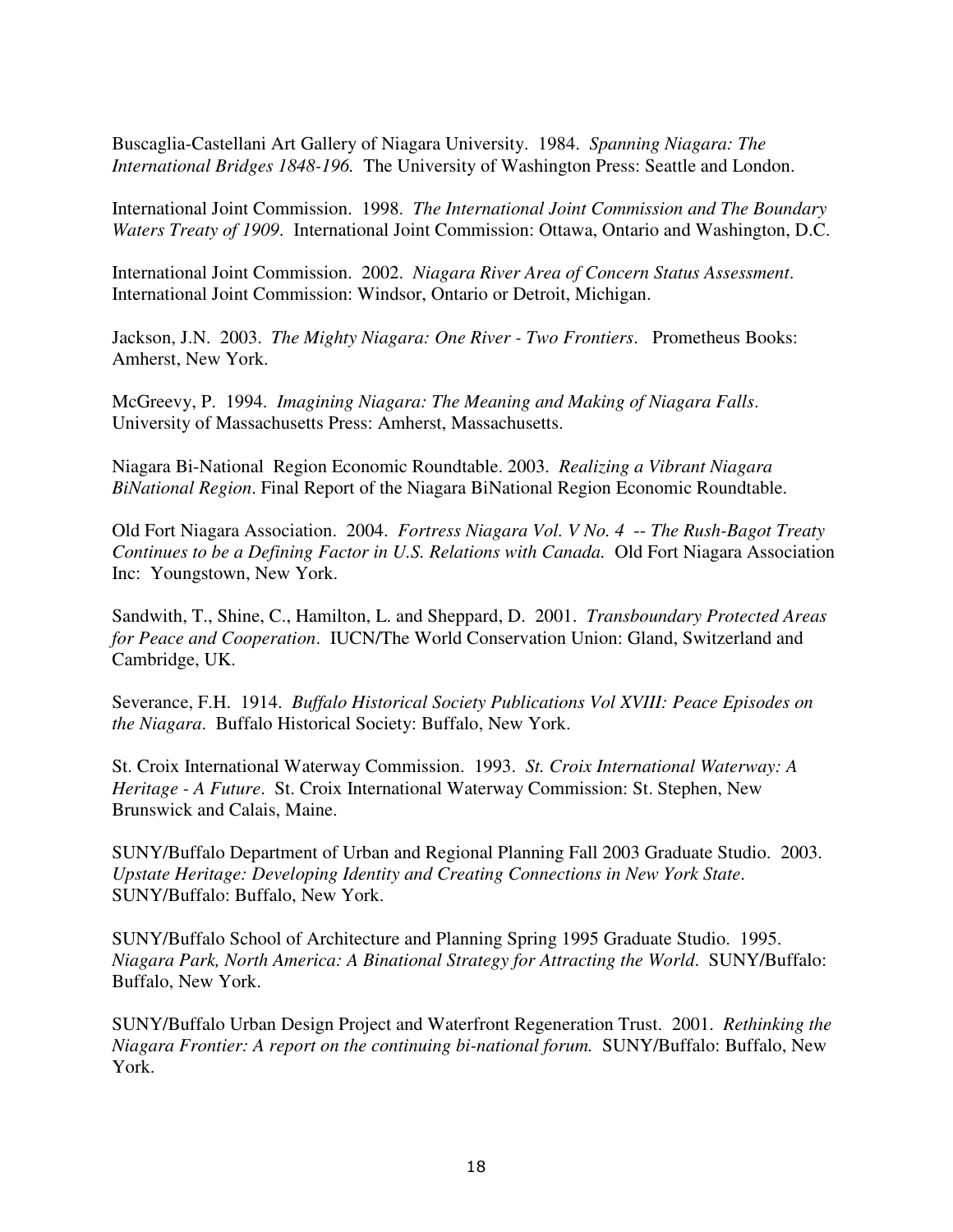Buscaglia-Castellani Art Gallery of Niagara University. 1984. *Spanning Niagara: The International Bridges 1848-196.* The University of Washington Press: Seattle and London.

International Joint Commission. 1998. *The International Joint Commission and The Boundary Waters Treaty of 1909*. International Joint Commission: Ottawa, Ontario and Washington, D.C.

International Joint Commission. 2002. *Niagara River Area of Concern Status Assessment*. International Joint Commission: Windsor, Ontario or Detroit, Michigan.

Jackson, J.N. 2003. *The Mighty Niagara: One River - Two Frontiers*. Prometheus Books: Amherst, New York.

McGreevy, P. 1994. *Imagining Niagara: The Meaning and Making of Niagara Falls*. University of Massachusetts Press: Amherst, Massachusetts.

Niagara Bi-National Region Economic Roundtable. 2003. *Realizing a Vibrant Niagara BiNational Region*. Final Report of the Niagara BiNational Region Economic Roundtable.

Old Fort Niagara Association. 2004. *Fortress Niagara Vol. V No. 4 -- The Rush-Bagot Treaty Continues to be a Defining Factor in U.S. Relations with Canada.* Old Fort Niagara Association Inc: Youngstown, New York.

Sandwith, T., Shine, C., Hamilton, L. and Sheppard, D. 2001. *Transboundary Protected Areas for Peace and Cooperation*. IUCN/The World Conservation Union: Gland, Switzerland and Cambridge, UK.

Severance, F.H. 1914. *Buffalo Historical Society Publications Vol XVIII: Peace Episodes on the Niagara*. Buffalo Historical Society: Buffalo, New York.

St. Croix International Waterway Commission. 1993. *St. Croix International Waterway: A Heritage - A Future*. St. Croix International Waterway Commission: St. Stephen, New Brunswick and Calais, Maine.

SUNY/Buffalo Department of Urban and Regional Planning Fall 2003 Graduate Studio. 2003. *Upstate Heritage: Developing Identity and Creating Connections in New York State*. SUNY/Buffalo: Buffalo, New York.

SUNY/Buffalo School of Architecture and Planning Spring 1995 Graduate Studio. 1995. *Niagara Park, North America: A Binational Strategy for Attracting the World*. SUNY/Buffalo: Buffalo, New York.

SUNY/Buffalo Urban Design Project and Waterfront Regeneration Trust. 2001. *Rethinking the Niagara Frontier: A report on the continuing bi-national forum.* SUNY/Buffalo: Buffalo, New York.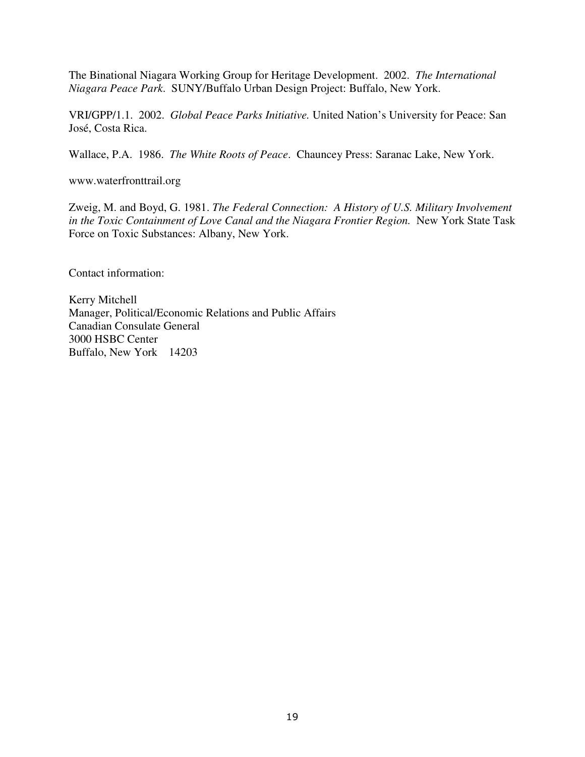The Binational Niagara Working Group for Heritage Development. 2002. *The International Niagara Peace Park*. SUNY/Buffalo Urban Design Project: Buffalo, New York.

VRI/GPP/1.1. 2002. *Global Peace Parks Initiative.* United Nation's University for Peace: San José, Costa Rica.

Wallace, P.A. 1986. *The White Roots of Peace*. Chauncey Press: Saranac Lake, New York.

www.waterfronttrail.org

Zweig, M. and Boyd, G. 1981. *The Federal Connection: A History of U.S. Military Involvement in the Toxic Containment of Love Canal and the Niagara Frontier Region.* New York State Task Force on Toxic Substances: Albany, New York.

Contact information:

Kerry Mitchell
Manager, Political/Economic Relations and Public Affairs
Canadian Consulate General
3000 HSBC Center
Buffalo, New York 14203